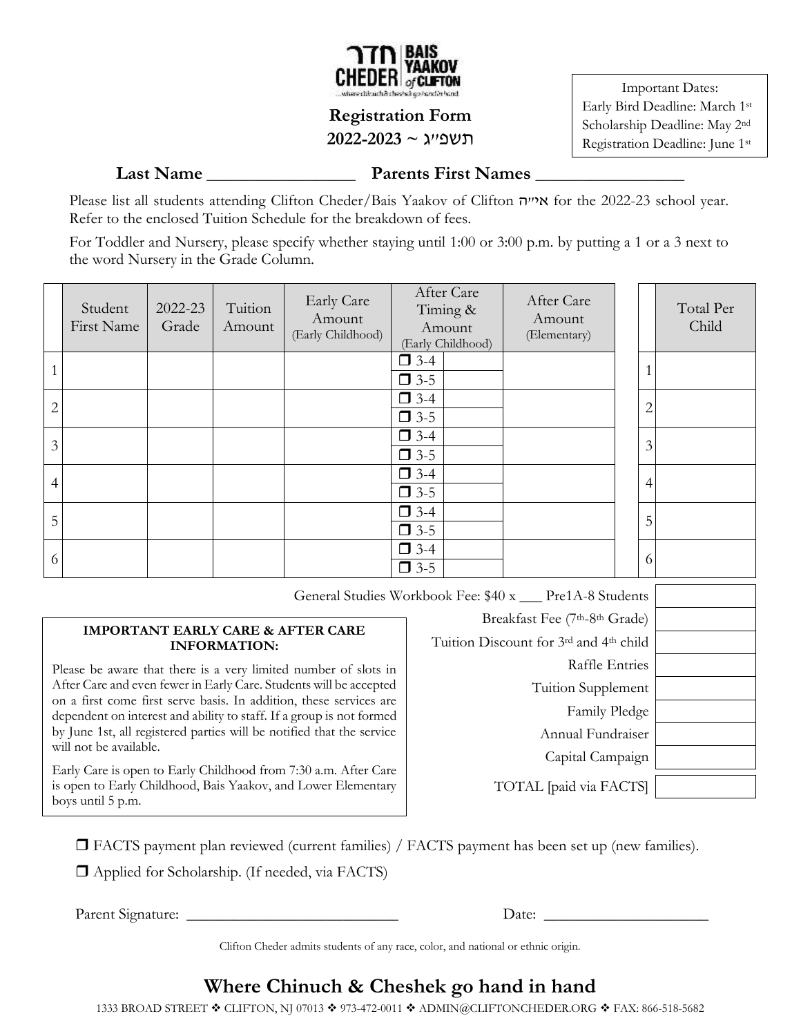חדר CHEDER | BAIS YAAKOV of CLIFTON

...where chinuch & cheshek go hand in hand

## Registration Form
## 2022-2023 ~ תשפ״ג

Important Dates:
Early Bird Deadline: March 1st
Scholarship Deadline: May 2nd
Registration Deadline: June 1st

**Last Name** ________________ **Parents First Names** ________________

Please list all students attending Clifton Cheder/Bais Yaakov of Clifton אי״ה for the 2022-23 school year. Refer to the enclosed Tuition Schedule for the breakdown of fees.

For Toddler and Nursery, please specify whether staying until 1:00 or 3:00 p.m. by putting a 1 or a 3 next to the word Nursery in the Grade Column.

| | Student First Name | 2022-23 Grade | Tuition Amount | Early Care Amount (Early Childhood) | After Care Timing & Amount (Early Childhood) | | After Care Amount (Elementary) | | Total Per Child |
|---|---|---|---|---|---|---|---|---|---|
| 1 | | | | | ❒ 3-4 | | | 1 | |
| | | | | | ❒ 3-5 | | | | |
| 2 | | | | | ❒ 3-4 | | | 2 | |
| | | | | | ❒ 3-5 | | | | |
| 3 | | | | | ❒ 3-4 | | | 3 | |
| | | | | | ❒ 3-5 | | | | |
| 4 | | | | | ❒ 3-4 | | | 4 | |
| | | | | | ❒ 3-5 | | | | |
| 5 | | | | | ❒ 3-4 | | | 5 | |
| | | | | | ❒ 3-5 | | | | |
| 6 | | | | | ❒ 3-4 | | | 6 | |
| | | | | | ❒ 3-5 | | | | |

| | |
|---|---|
| General Studies Workbook Fee: $40 x ___ Pre1A-8 Students | |
| Breakfast Fee (7th-8th Grade) | |
| Tuition Discount for 3rd and 4th child | |
| Raffle Entries | |
| Tuition Supplement | |
| Family Pledge | |
| Annual Fundraiser | |
| Capital Campaign | |
| TOTAL [paid via FACTS] | |

**IMPORTANT EARLY CARE & AFTER CARE INFORMATION:**

Please be aware that there is a very limited number of slots in After Care and even fewer in Early Care. Students will be accepted on a first come first serve basis. In addition, these services are dependent on interest and ability to staff. If a group is not formed by June 1st, all registered parties will be notified that the service will not be available.

Early Care is open to Early Childhood from 7:30 a.m. After Care is open to Early Childhood, Bais Yaakov, and Lower Elementary boys until 5 p.m.

❒ FACTS payment plan reviewed (current families) / FACTS payment has been set up (new families).

❒ Applied for Scholarship. (If needed, via FACTS)

Parent Signature: ___________________________ Date: _____________________

Clifton Cheder admits students of any race, color, and national or ethnic origin.

## Where Chinuch & Cheshek go hand in hand

1333 BROAD STREET ❖ CLIFTON, NJ 07013 ❖ 973-472-0011 ❖ ADMIN@CLIFTONCHEDER.ORG ❖ FAX: 866-518-5682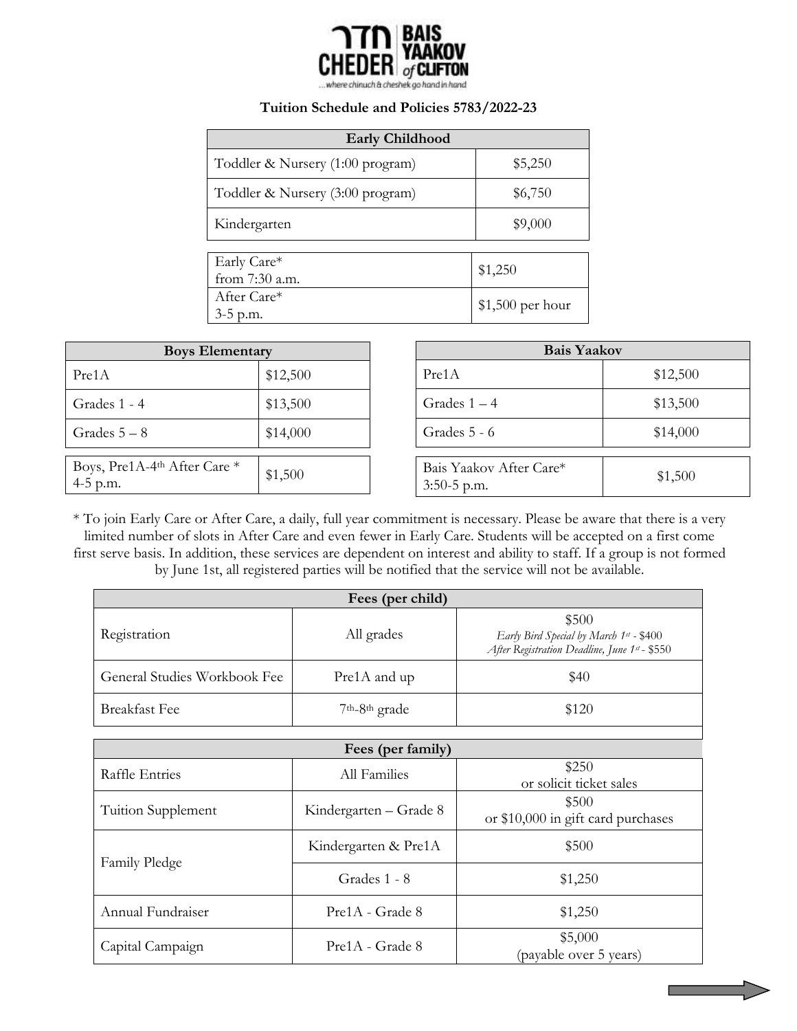# Tuition Schedule and Policies 5783/2022-23

| Early Childhood | |
|---|---|
| Toddler & Nursery (1:00 program) | $5,250 |
| Toddler & Nursery (3:00 program) | $6,750 |
| Kindergarten | $9,000 |

| | |
|---|---|
| Early Care* from 7:30 a.m. | $1,250 |
| After Care* 3-5 p.m. | $1,500 per hour |

| Boys Elementary | |
|---|---|
| Pre1A | $12,500 |
| Grades 1 - 4 | $13,500 |
| Grades 5 – 8 | $14,000 |
| Boys, Pre1A-4th After Care * 4-5 p.m. | $1,500 |

| Bais Yaakov | |
|---|---|
| Pre1A | $12,500 |
| Grades 1 – 4 | $13,500 |
| Grades 5 - 6 | $14,000 |
| Bais Yaakov After Care* 3:50-5 p.m. | $1,500 |

* To join Early Care or After Care, a daily, full year commitment is necessary. Please be aware that there is a very limited number of slots in After Care and even fewer in Early Care. Students will be accepted on a first come first serve basis. In addition, these services are dependent on interest and ability to staff. If a group is not formed by June 1st, all registered parties will be notified that the service will not be available.

| Fees (per child) | | |
|---|---|---|
| Registration | All grades | $500 *Early Bird Special by March 1st - $400* *After Registration Deadline, June 1st - $550* |
| General Studies Workbook Fee | Pre1A and up | $40 |
| Breakfast Fee | 7th-8th grade | $120 |

| Fees (per family) | | |
|---|---|---|
| Raffle Entries | All Families | $250 or solicit ticket sales |
| Tuition Supplement | Kindergarten – Grade 8 | $500 or $10,000 in gift card purchases |
| Family Pledge | Kindergarten & Pre1A | $500 |
| | Grades 1 - 8 | $1,250 |
| Annual Fundraiser | Pre1A - Grade 8 | $1,250 |
| Capital Campaign | Pre1A - Grade 8 | $5,000 (payable over 5 years) |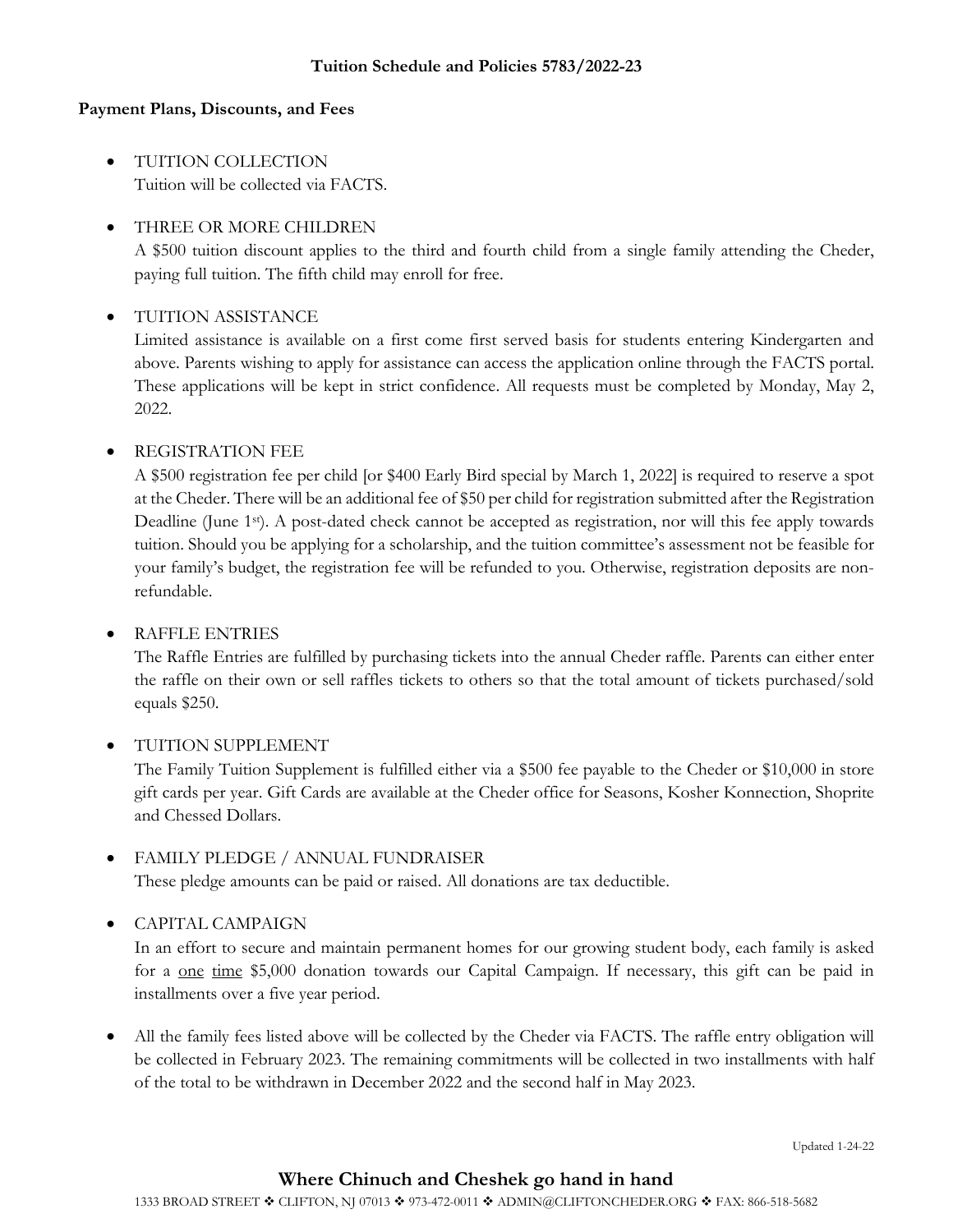**Tuition Schedule and Policies 5783/2022-23**

**Payment Plans, Discounts, and Fees**

- TUITION COLLECTION
  Tuition will be collected via FACTS.

- THREE OR MORE CHILDREN
  A $500 tuition discount applies to the third and fourth child from a single family attending the Cheder, paying full tuition. The fifth child may enroll for free.

- TUITION ASSISTANCE
  Limited assistance is available on a first come first served basis for students entering Kindergarten and above. Parents wishing to apply for assistance can access the application online through the FACTS portal. These applications will be kept in strict confidence. All requests must be completed by Monday, May 2, 2022.

- REGISTRATION FEE
  A $500 registration fee per child [or $400 Early Bird special by March 1, 2022] is required to reserve a spot at the Cheder. There will be an additional fee of $50 per child for registration submitted after the Registration Deadline (June 1st). A post-dated check cannot be accepted as registration, nor will this fee apply towards tuition. Should you be applying for a scholarship, and the tuition committee's assessment not be feasible for your family's budget, the registration fee will be refunded to you. Otherwise, registration deposits are non-refundable.

- RAFFLE ENTRIES
  The Raffle Entries are fulfilled by purchasing tickets into the annual Cheder raffle. Parents can either enter the raffle on their own or sell raffles tickets to others so that the total amount of tickets purchased/sold equals $250.

- TUITION SUPPLEMENT
  The Family Tuition Supplement is fulfilled either via a $500 fee payable to the Cheder or $10,000 in store gift cards per year. Gift Cards are available at the Cheder office for Seasons, Kosher Konnection, Shoprite and Chessed Dollars.

- FAMILY PLEDGE / ANNUAL FUNDRAISER
  These pledge amounts can be paid or raised. All donations are tax deductible.

- CAPITAL CAMPAIGN
  In an effort to secure and maintain permanent homes for our growing student body, each family is asked for a one time $5,000 donation towards our Capital Campaign. If necessary, this gift can be paid in installments over a five year period.

- All the family fees listed above will be collected by the Cheder via FACTS. The raffle entry obligation will be collected in February 2023. The remaining commitments will be collected in two installments with half of the total to be withdrawn in December 2022 and the second half in May 2023.

Updated 1-24-22

**Where Chinuch and Cheshek go hand in hand**

1333 BROAD STREET ❖ CLIFTON, NJ 07013 ❖ 973-472-0011 ❖ ADMIN@CLIFTONCHEDER.ORG ❖ FAX: 866-518-5682